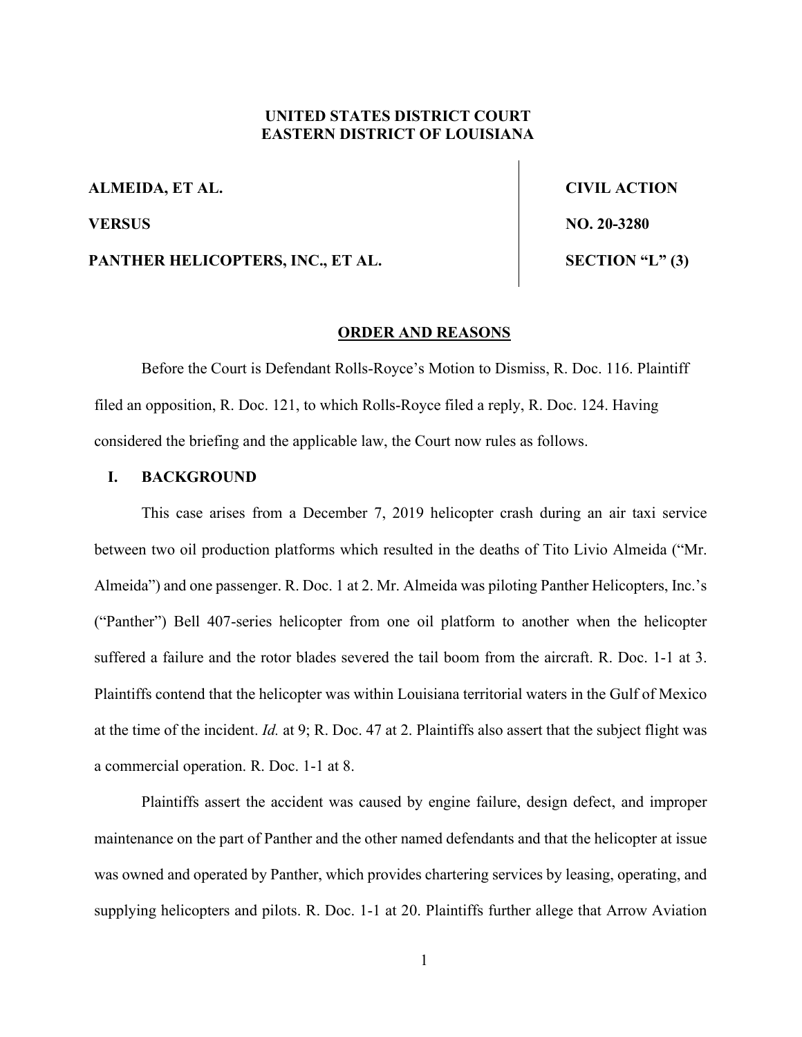**UNITED STATES DISTRICT COURT**
**EASTERN DISTRICT OF LOUISIANA**

| | |
|---|---|
| **ALMEIDA, ET AL.** | **CIVIL ACTION** |
| **VERSUS** | **NO. 20-3280** |
| **PANTHER HELICOPTERS, INC., ET AL.** | **SECTION "L" (3)** |

**ORDER AND REASONS**

Before the Court is Defendant Rolls-Royce's Motion to Dismiss, R. Doc. 116. Plaintiff filed an opposition, R. Doc. 121, to which Rolls-Royce filed a reply, R. Doc. 124. Having considered the briefing and the applicable law, the Court now rules as follows.

## I. BACKGROUND

This case arises from a December 7, 2019 helicopter crash during an air taxi service between two oil production platforms which resulted in the deaths of Tito Livio Almeida ("Mr. Almeida") and one passenger. R. Doc. 1 at 2. Mr. Almeida was piloting Panther Helicopters, Inc.'s ("Panther") Bell 407-series helicopter from one oil platform to another when the helicopter suffered a failure and the rotor blades severed the tail boom from the aircraft. R. Doc. 1-1 at 3. Plaintiffs contend that the helicopter was within Louisiana territorial waters in the Gulf of Mexico at the time of the incident. *Id.* at 9; R. Doc. 47 at 2. Plaintiffs also assert that the subject flight was a commercial operation. R. Doc. 1-1 at 8.

Plaintiffs assert the accident was caused by engine failure, design defect, and improper maintenance on the part of Panther and the other named defendants and that the helicopter at issue was owned and operated by Panther, which provides chartering services by leasing, operating, and supplying helicopters and pilots. R. Doc. 1-1 at 20. Plaintiffs further allege that Arrow Aviation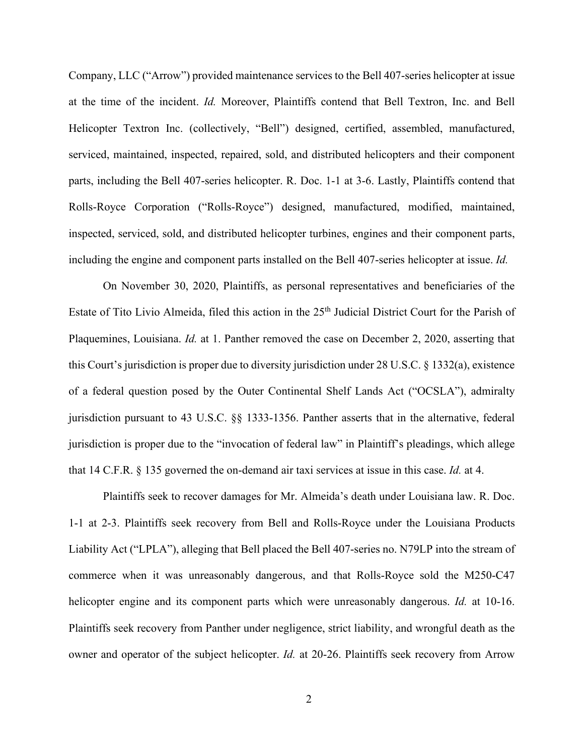Company, LLC ("Arrow") provided maintenance services to the Bell 407-series helicopter at issue at the time of the incident. *Id.* Moreover, Plaintiffs contend that Bell Textron, Inc. and Bell Helicopter Textron Inc. (collectively, "Bell") designed, certified, assembled, manufactured, serviced, maintained, inspected, repaired, sold, and distributed helicopters and their component parts, including the Bell 407-series helicopter. R. Doc. 1-1 at 3-6. Lastly, Plaintiffs contend that Rolls-Royce Corporation ("Rolls-Royce") designed, manufactured, modified, maintained, inspected, serviced, sold, and distributed helicopter turbines, engines and their component parts, including the engine and component parts installed on the Bell 407-series helicopter at issue. *Id.*

On November 30, 2020, Plaintiffs, as personal representatives and beneficiaries of the Estate of Tito Livio Almeida, filed this action in the 25th Judicial District Court for the Parish of Plaquemines, Louisiana. *Id.* at 1. Panther removed the case on December 2, 2020, asserting that this Court's jurisdiction is proper due to diversity jurisdiction under 28 U.S.C. § 1332(a), existence of a federal question posed by the Outer Continental Shelf Lands Act ("OCSLA"), admiralty jurisdiction pursuant to 43 U.S.C. §§ 1333-1356. Panther asserts that in the alternative, federal jurisdiction is proper due to the "invocation of federal law" in Plaintiff's pleadings, which allege that 14 C.F.R. § 135 governed the on-demand air taxi services at issue in this case. *Id.* at 4.

Plaintiffs seek to recover damages for Mr. Almeida's death under Louisiana law. R. Doc. 1-1 at 2-3. Plaintiffs seek recovery from Bell and Rolls-Royce under the Louisiana Products Liability Act ("LPLA"), alleging that Bell placed the Bell 407-series no. N79LP into the stream of commerce when it was unreasonably dangerous, and that Rolls-Royce sold the M250-C47 helicopter engine and its component parts which were unreasonably dangerous. *Id.* at 10-16. Plaintiffs seek recovery from Panther under negligence, strict liability, and wrongful death as the owner and operator of the subject helicopter. *Id.* at 20-26. Plaintiffs seek recovery from Arrow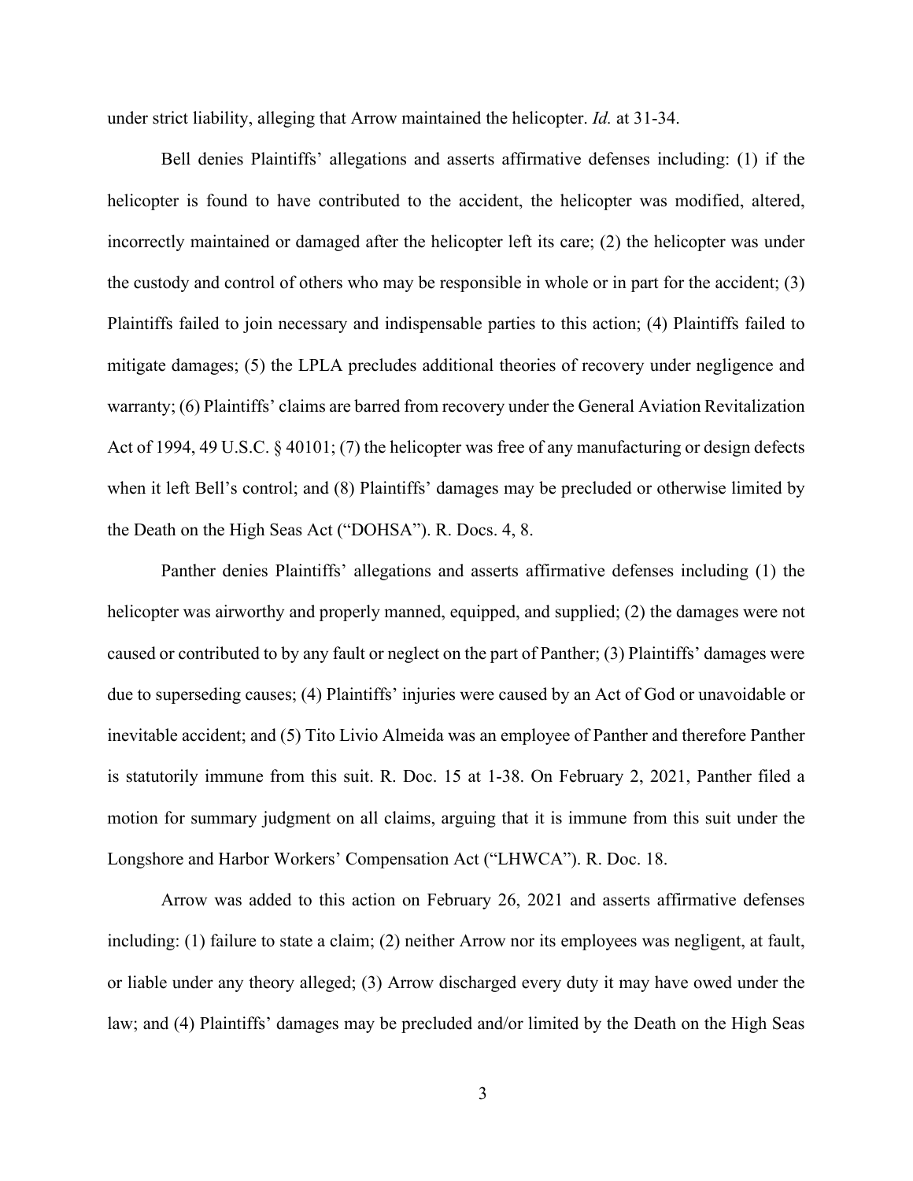under strict liability, alleging that Arrow maintained the helicopter. *Id.* at 31-34.

Bell denies Plaintiffs' allegations and asserts affirmative defenses including: (1) if the helicopter is found to have contributed to the accident, the helicopter was modified, altered, incorrectly maintained or damaged after the helicopter left its care; (2) the helicopter was under the custody and control of others who may be responsible in whole or in part for the accident; (3) Plaintiffs failed to join necessary and indispensable parties to this action; (4) Plaintiffs failed to mitigate damages; (5) the LPLA precludes additional theories of recovery under negligence and warranty; (6) Plaintiffs' claims are barred from recovery under the General Aviation Revitalization Act of 1994, 49 U.S.C. § 40101; (7) the helicopter was free of any manufacturing or design defects when it left Bell's control; and (8) Plaintiffs' damages may be precluded or otherwise limited by the Death on the High Seas Act ("DOHSA"). R. Docs. 4, 8.

Panther denies Plaintiffs' allegations and asserts affirmative defenses including (1) the helicopter was airworthy and properly manned, equipped, and supplied; (2) the damages were not caused or contributed to by any fault or neglect on the part of Panther; (3) Plaintiffs' damages were due to superseding causes; (4) Plaintiffs' injuries were caused by an Act of God or unavoidable or inevitable accident; and (5) Tito Livio Almeida was an employee of Panther and therefore Panther is statutorily immune from this suit. R. Doc. 15 at 1-38. On February 2, 2021, Panther filed a motion for summary judgment on all claims, arguing that it is immune from this suit under the Longshore and Harbor Workers' Compensation Act ("LHWCA"). R. Doc. 18.

Arrow was added to this action on February 26, 2021 and asserts affirmative defenses including: (1) failure to state a claim; (2) neither Arrow nor its employees was negligent, at fault, or liable under any theory alleged; (3) Arrow discharged every duty it may have owed under the law; and (4) Plaintiffs' damages may be precluded and/or limited by the Death on the High Seas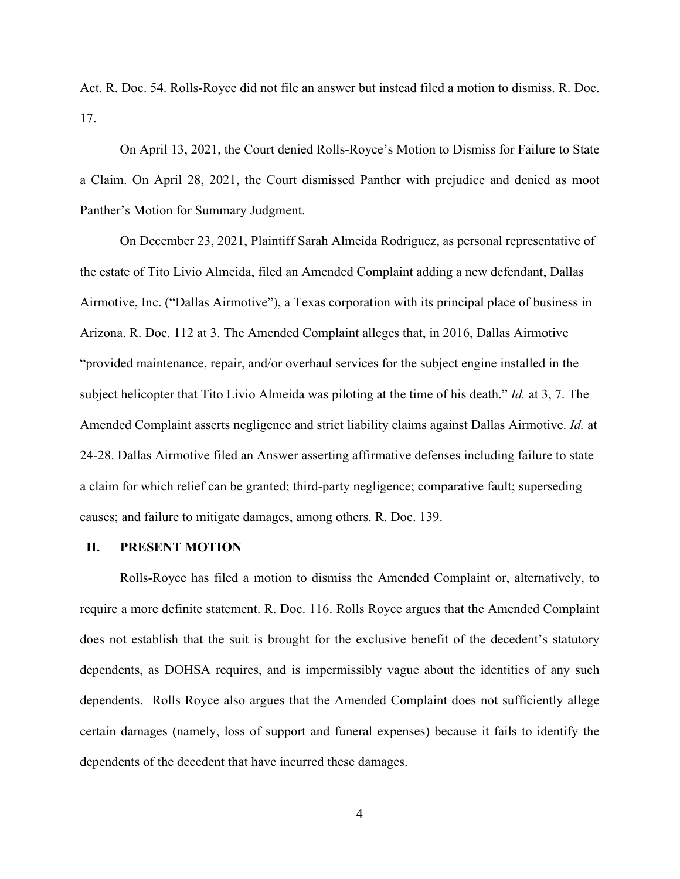Act. R. Doc. 54. Rolls-Royce did not file an answer but instead filed a motion to dismiss. R. Doc. 17.

On April 13, 2021, the Court denied Rolls-Royce's Motion to Dismiss for Failure to State a Claim. On April 28, 2021, the Court dismissed Panther with prejudice and denied as moot Panther's Motion for Summary Judgment.

On December 23, 2021, Plaintiff Sarah Almeida Rodriguez, as personal representative of the estate of Tito Livio Almeida, filed an Amended Complaint adding a new defendant, Dallas Airmotive, Inc. ("Dallas Airmotive"), a Texas corporation with its principal place of business in Arizona. R. Doc. 112 at 3. The Amended Complaint alleges that, in 2016, Dallas Airmotive "provided maintenance, repair, and/or overhaul services for the subject engine installed in the subject helicopter that Tito Livio Almeida was piloting at the time of his death." *Id.* at 3, 7. The Amended Complaint asserts negligence and strict liability claims against Dallas Airmotive. *Id.* at 24-28. Dallas Airmotive filed an Answer asserting affirmative defenses including failure to state a claim for which relief can be granted; third-party negligence; comparative fault; superseding causes; and failure to mitigate damages, among others. R. Doc. 139.

## II. PRESENT MOTION

Rolls-Royce has filed a motion to dismiss the Amended Complaint or, alternatively, to require a more definite statement. R. Doc. 116. Rolls Royce argues that the Amended Complaint does not establish that the suit is brought for the exclusive benefit of the decedent's statutory dependents, as DOHSA requires, and is impermissibly vague about the identities of any such dependents. Rolls Royce also argues that the Amended Complaint does not sufficiently allege certain damages (namely, loss of support and funeral expenses) because it fails to identify the dependents of the decedent that have incurred these damages.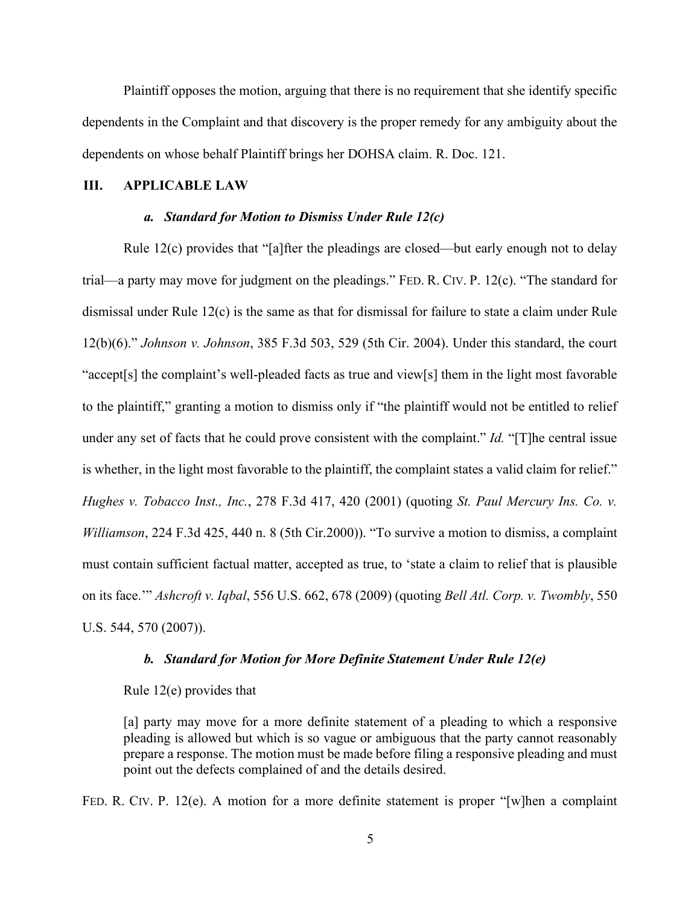Plaintiff opposes the motion, arguing that there is no requirement that she identify specific dependents in the Complaint and that discovery is the proper remedy for any ambiguity about the dependents on whose behalf Plaintiff brings her DOHSA claim. R. Doc. 121.

## III. APPLICABLE LAW

### *a. Standard for Motion to Dismiss Under Rule 12(c)*

Rule 12(c) provides that "[a]fter the pleadings are closed—but early enough not to delay trial—a party may move for judgment on the pleadings." FED. R. CIV. P. 12(c). "The standard for dismissal under Rule 12(c) is the same as that for dismissal for failure to state a claim under Rule 12(b)(6)." *Johnson v. Johnson*, 385 F.3d 503, 529 (5th Cir. 2004). Under this standard, the court "accept[s] the complaint's well-pleaded facts as true and view[s] them in the light most favorable to the plaintiff," granting a motion to dismiss only if "the plaintiff would not be entitled to relief under any set of facts that he could prove consistent with the complaint." *Id.* "[T]he central issue is whether, in the light most favorable to the plaintiff, the complaint states a valid claim for relief." *Hughes v. Tobacco Inst., Inc.*, 278 F.3d 417, 420 (2001) (quoting *St. Paul Mercury Ins. Co. v. Williamson*, 224 F.3d 425, 440 n. 8 (5th Cir.2000)). "To survive a motion to dismiss, a complaint must contain sufficient factual matter, accepted as true, to 'state a claim to relief that is plausible on its face.'" *Ashcroft v. Iqbal*, 556 U.S. 662, 678 (2009) (quoting *Bell Atl. Corp. v. Twombly*, 550 U.S. 544, 570 (2007)).

### *b. Standard for Motion for More Definite Statement Under Rule 12(e)*

Rule 12(e) provides that

> [a] party may move for a more definite statement of a pleading to which a responsive pleading is allowed but which is so vague or ambiguous that the party cannot reasonably prepare a response. The motion must be made before filing a responsive pleading and must point out the defects complained of and the details desired.

FED. R. CIV. P. 12(e). A motion for a more definite statement is proper "[w]hen a complaint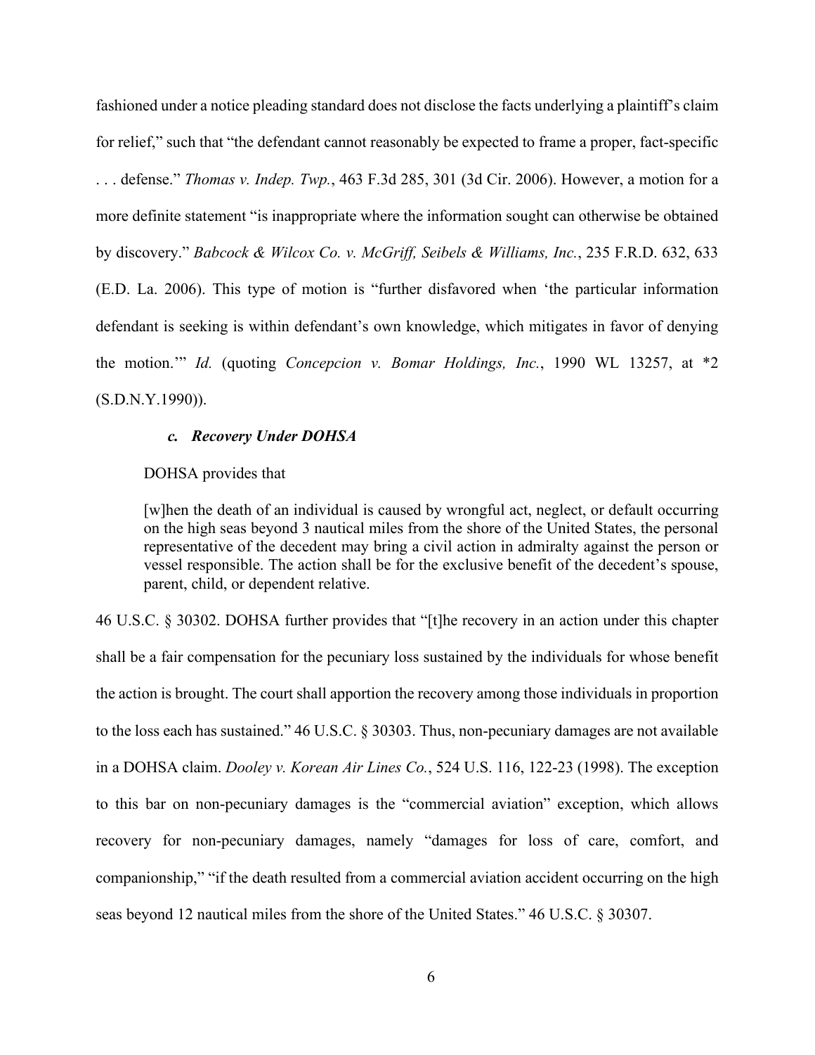fashioned under a notice pleading standard does not disclose the facts underlying a plaintiff's claim for relief," such that "the defendant cannot reasonably be expected to frame a proper, fact-specific . . . defense." *Thomas v. Indep. Twp.*, 463 F.3d 285, 301 (3d Cir. 2006). However, a motion for a more definite statement "is inappropriate where the information sought can otherwise be obtained by discovery." *Babcock & Wilcox Co. v. McGriff, Seibels & Williams, Inc.*, 235 F.R.D. 632, 633 (E.D. La. 2006). This type of motion is "further disfavored when 'the particular information defendant is seeking is within defendant's own knowledge, which mitigates in favor of denying the motion.'" *Id.* (quoting *Concepcion v. Bomar Holdings, Inc.*, 1990 WL 13257, at *2 (S.D.N.Y.1990)).

#### *c. Recovery Under DOHSA*

DOHSA provides that

> [w]hen the death of an individual is caused by wrongful act, neglect, or default occurring on the high seas beyond 3 nautical miles from the shore of the United States, the personal representative of the decedent may bring a civil action in admiralty against the person or vessel responsible. The action shall be for the exclusive benefit of the decedent's spouse, parent, child, or dependent relative.

46 U.S.C. § 30302. DOHSA further provides that "[t]he recovery in an action under this chapter shall be a fair compensation for the pecuniary loss sustained by the individuals for whose benefit the action is brought. The court shall apportion the recovery among those individuals in proportion to the loss each has sustained." 46 U.S.C. § 30303. Thus, non-pecuniary damages are not available in a DOHSA claim. *Dooley v. Korean Air Lines Co.*, 524 U.S. 116, 122-23 (1998). The exception to this bar on non-pecuniary damages is the "commercial aviation" exception, which allows recovery for non-pecuniary damages, namely "damages for loss of care, comfort, and companionship," "if the death resulted from a commercial aviation accident occurring on the high seas beyond 12 nautical miles from the shore of the United States." 46 U.S.C. § 30307.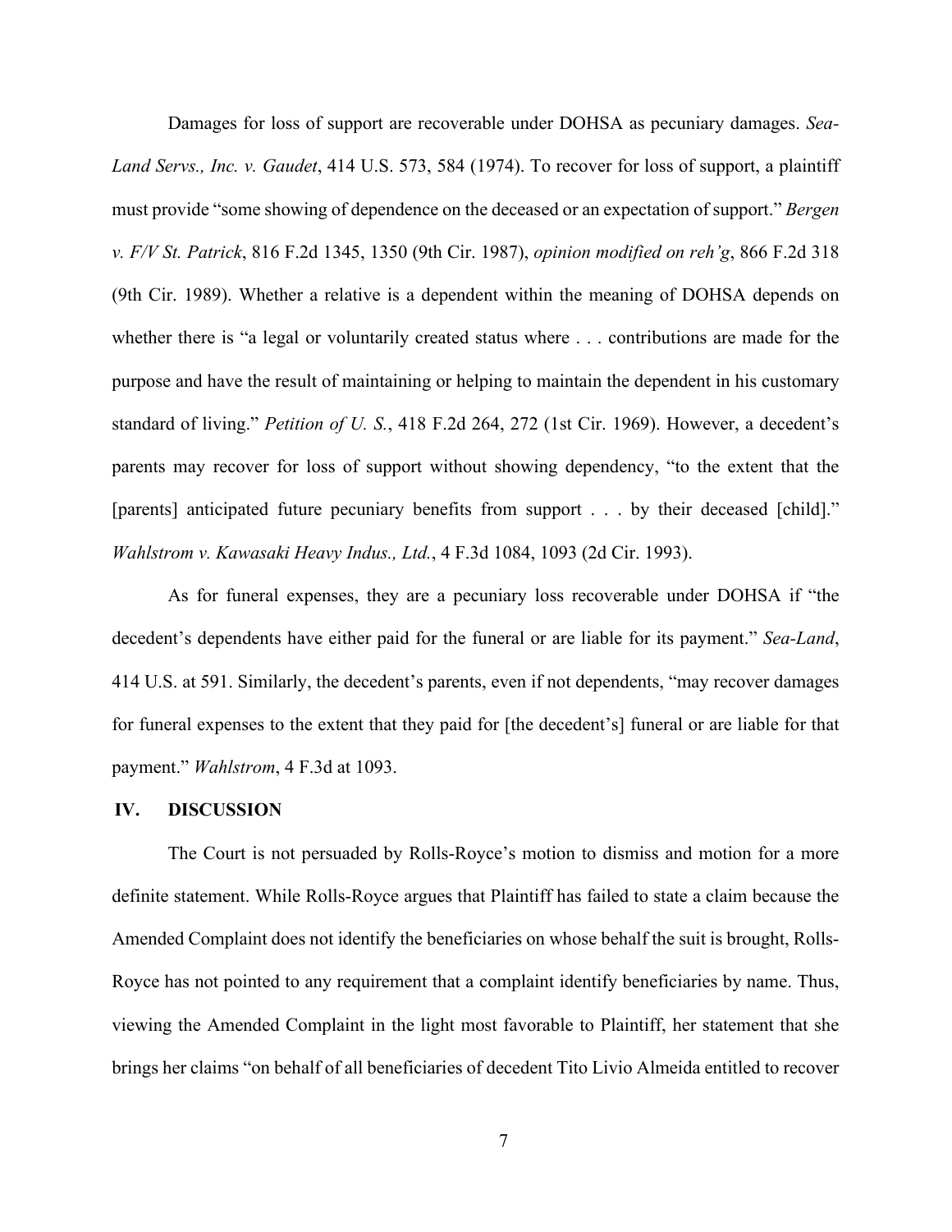Damages for loss of support are recoverable under DOHSA as pecuniary damages. *Sea-Land Servs., Inc. v. Gaudet*, 414 U.S. 573, 584 (1974). To recover for loss of support, a plaintiff must provide "some showing of dependence on the deceased or an expectation of support." *Bergen v. F/V St. Patrick*, 816 F.2d 1345, 1350 (9th Cir. 1987), *opinion modified on reh'g*, 866 F.2d 318 (9th Cir. 1989). Whether a relative is a dependent within the meaning of DOHSA depends on whether there is "a legal or voluntarily created status where . . . contributions are made for the purpose and have the result of maintaining or helping to maintain the dependent in his customary standard of living." *Petition of U. S.*, 418 F.2d 264, 272 (1st Cir. 1969). However, a decedent's parents may recover for loss of support without showing dependency, "to the extent that the [parents] anticipated future pecuniary benefits from support . . . by their deceased [child]." *Wahlstrom v. Kawasaki Heavy Indus., Ltd.*, 4 F.3d 1084, 1093 (2d Cir. 1993).

As for funeral expenses, they are a pecuniary loss recoverable under DOHSA if "the decedent's dependents have either paid for the funeral or are liable for its payment." *Sea-Land*, 414 U.S. at 591. Similarly, the decedent's parents, even if not dependents, "may recover damages for funeral expenses to the extent that they paid for [the decedent's] funeral or are liable for that payment." *Wahlstrom*, 4 F.3d at 1093.

## IV. DISCUSSION

The Court is not persuaded by Rolls-Royce's motion to dismiss and motion for a more definite statement. While Rolls-Royce argues that Plaintiff has failed to state a claim because the Amended Complaint does not identify the beneficiaries on whose behalf the suit is brought, Rolls-Royce has not pointed to any requirement that a complaint identify beneficiaries by name. Thus, viewing the Amended Complaint in the light most favorable to Plaintiff, her statement that she brings her claims "on behalf of all beneficiaries of decedent Tito Livio Almeida entitled to recover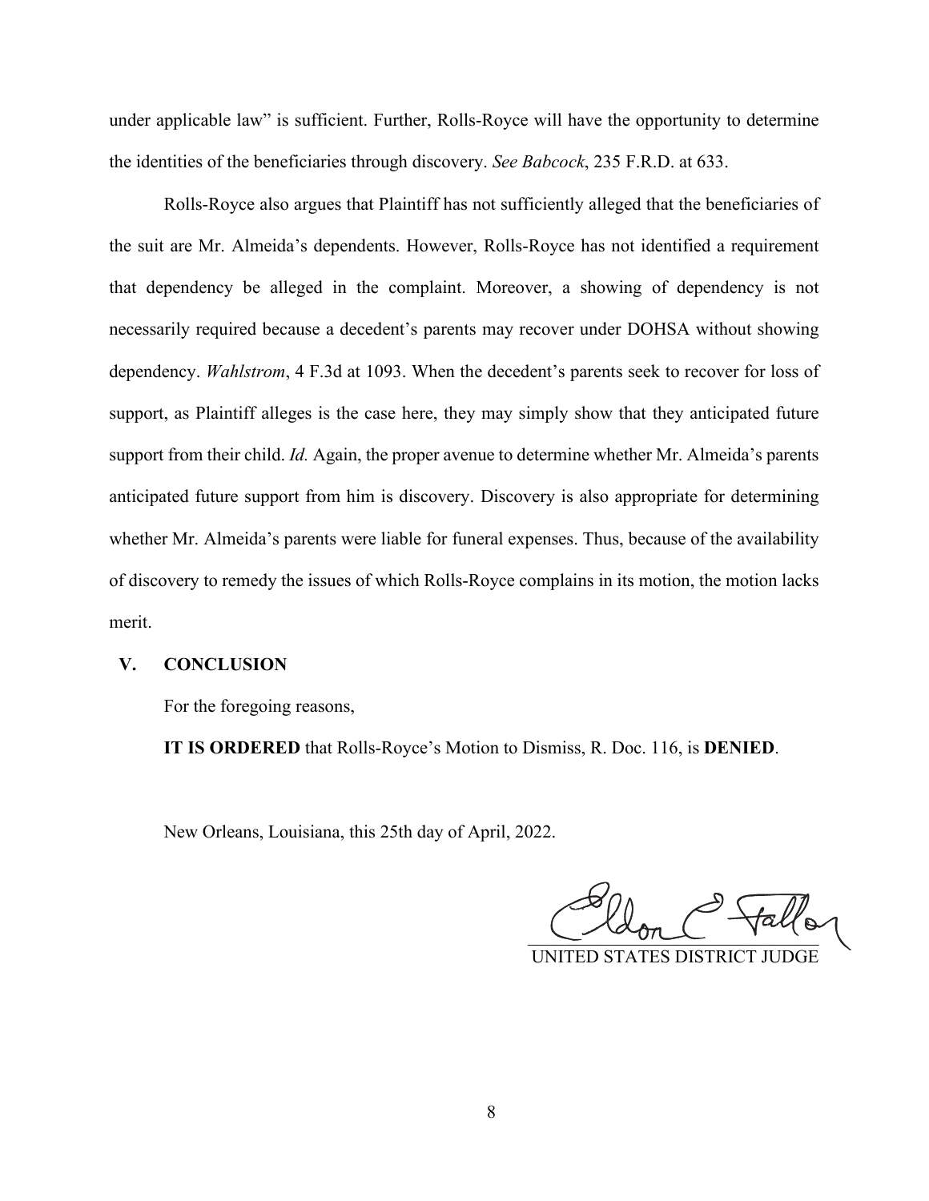under applicable law" is sufficient. Further, Rolls-Royce will have the opportunity to determine the identities of the beneficiaries through discovery. *See Babcock*, 235 F.R.D. at 633.

Rolls-Royce also argues that Plaintiff has not sufficiently alleged that the beneficiaries of the suit are Mr. Almeida's dependents. However, Rolls-Royce has not identified a requirement that dependency be alleged in the complaint. Moreover, a showing of dependency is not necessarily required because a decedent's parents may recover under DOHSA without showing dependency. *Wahlstrom*, 4 F.3d at 1093. When the decedent's parents seek to recover for loss of support, as Plaintiff alleges is the case here, they may simply show that they anticipated future support from their child. *Id.* Again, the proper avenue to determine whether Mr. Almeida's parents anticipated future support from him is discovery. Discovery is also appropriate for determining whether Mr. Almeida's parents were liable for funeral expenses. Thus, because of the availability of discovery to remedy the issues of which Rolls-Royce complains in its motion, the motion lacks merit.

## V. CONCLUSION

For the foregoing reasons,

**IT IS ORDERED** that Rolls-Royce's Motion to Dismiss, R. Doc. 116, is **DENIED**.

New Orleans, Louisiana, this 25th day of April, 2022.

Eldon E. Fallon

UNITED STATES DISTRICT JUDGE